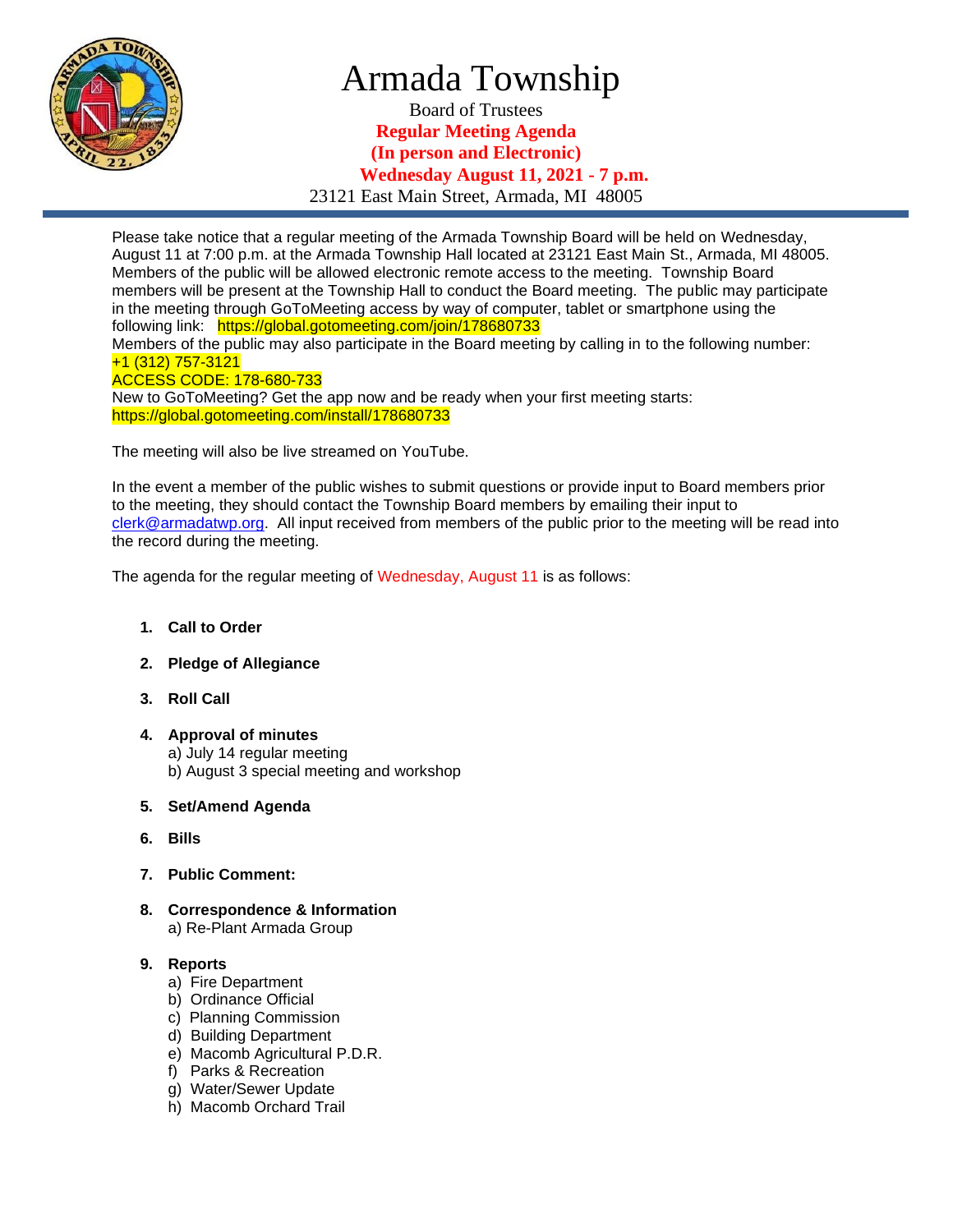# Armada Township

Board of Trustees

**Regular Meeting Agenda**

**(In person and Electronic)**

**Wednesday August 11, 2021 - 7 p.m.**

23121 East Main Street, Armada, MI 48005

Please take notice that a regular meeting of the Armada Township Board will be held on Wednesday, August 11 at 7:00 p.m. at the Armada Township Hall located at 23121 East Main St., Armada, MI 48005. Members of the public will be allowed electronic remote access to the meeting. Township Board members will be present at the Township Hall to conduct the Board meeting. The public may participate in the meeting through GoToMeeting access by way of computer, tablet or smartphone using the following link: https://global.gotomeeting.com/join/178680733

Members of the public may also participate in the Board meeting by calling in to the following number: +1 (312) 757-3121

ACCESS CODE: 178-680-733

New to GoToMeeting? Get the app now and be ready when your first meeting starts: https://global.gotomeeting.com/install/178680733

The meeting will also be live streamed on YouTube.

In the event a member of the public wishes to submit questions or provide input to Board members prior to the meeting, they should contact the Township Board members by emailing their input to clerk@armadatwp.org. All input received from members of the public prior to the meeting will be read into the record during the meeting.

The agenda for the regular meeting of Wednesday, August 11 is as follows:

1. **Call to Order**

2. **Pledge of Allegiance**

3. **Roll Call**

4. **Approval of minutes**
   a) July 14 regular meeting
   b) August 3 special meeting and workshop

5. **Set/Amend Agenda**

6. **Bills**

7. **Public Comment:**

8. **Correspondence & Information**
   a) Re-Plant Armada Group

9. **Reports**
   a) Fire Department
   b) Ordinance Official
   c) Planning Commission
   d) Building Department
   e) Macomb Agricultural P.D.R.
   f) Parks & Recreation
   g) Water/Sewer Update
   h) Macomb Orchard Trail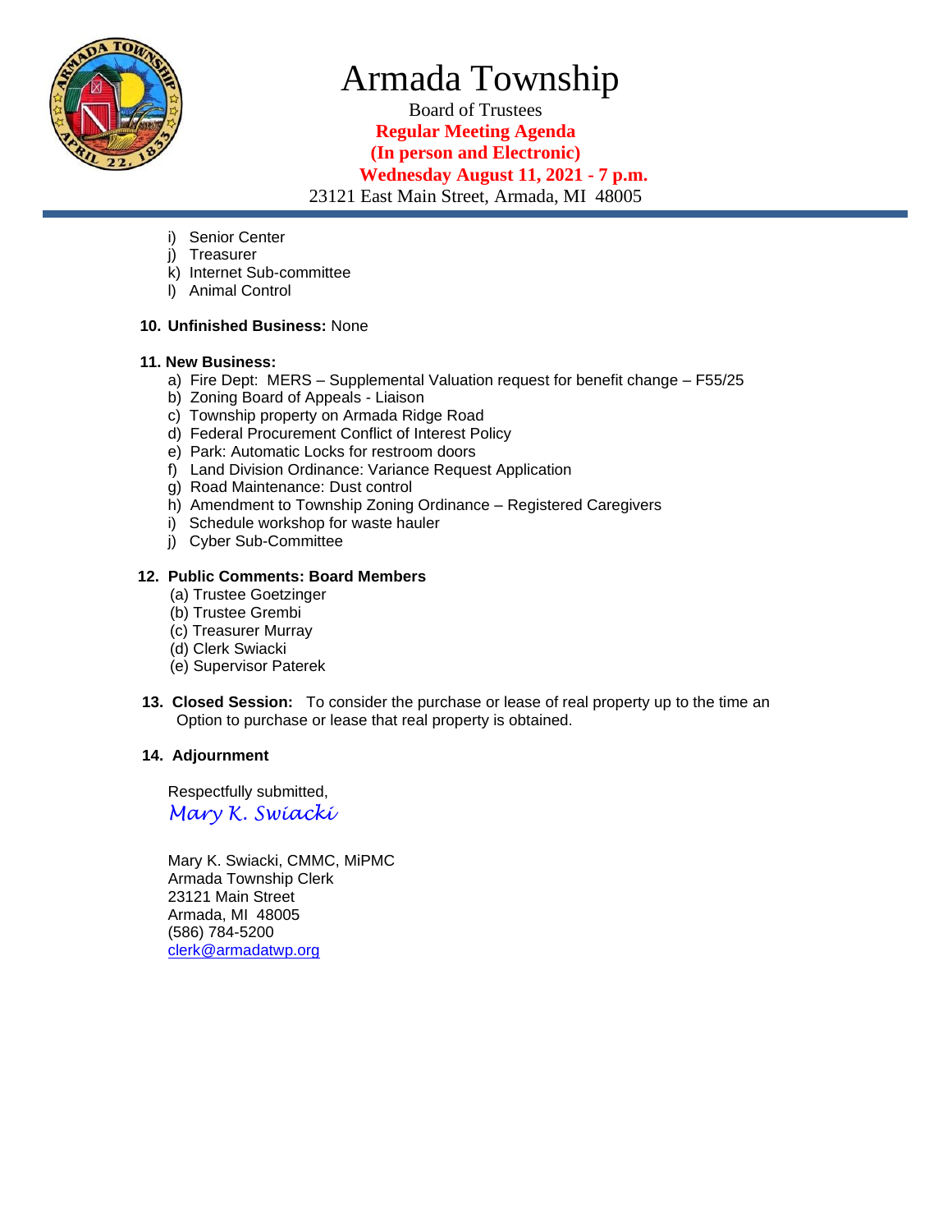# Armada Township

Board of Trustees
**Regular Meeting Agenda**
**(In person and Electronic)**
**Wednesday August 11, 2021 - 7 p.m.**
23121 East Main Street, Armada, MI 48005

i) Senior Center
j) Treasurer
k) Internet Sub-committee
l) Animal Control

**10. Unfinished Business:** None

**11. New Business:**

a) Fire Dept: MERS – Supplemental Valuation request for benefit change – F55/25
b) Zoning Board of Appeals - Liaison
c) Township property on Armada Ridge Road
d) Federal Procurement Conflict of Interest Policy
e) Park: Automatic Locks for restroom doors
f) Land Division Ordinance: Variance Request Application
g) Road Maintenance: Dust control
h) Amendment to Township Zoning Ordinance – Registered Caregivers
i) Schedule workshop for waste hauler
j) Cyber Sub-Committee

**12. Public Comments: Board Members**

(a) Trustee Goetzinger
(b) Trustee Grembi
(c) Treasurer Murray
(d) Clerk Swiacki
(e) Supervisor Paterek

**13. Closed Session:** To consider the purchase or lease of real property up to the time an Option to purchase or lease that real property is obtained.

**14. Adjournment**

Respectfully submitted,
*Mary K. Swiacki*

Mary K. Swiacki, CMMC, MiPMC
Armada Township Clerk
23121 Main Street
Armada, MI 48005
(586) 784-5200
clerk@armadatwp.org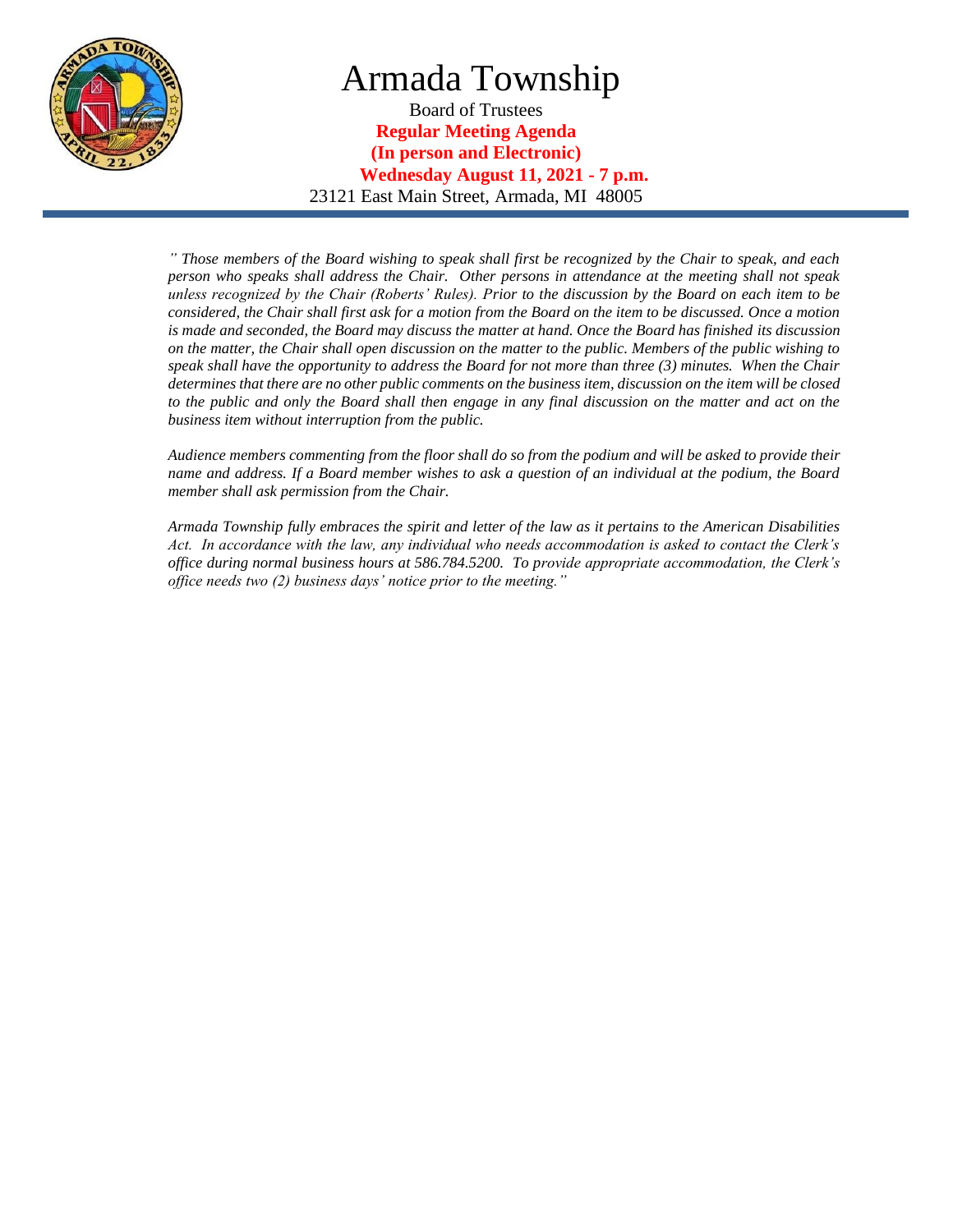# Armada Township

Board of Trustees

**Regular Meeting Agenda**

**(In person and Electronic)**

**Wednesday August 11, 2021 - 7 p.m.**

23121 East Main Street, Armada, MI 48005

*" Those members of the Board wishing to speak shall first be recognized by the Chair to speak, and each person who speaks shall address the Chair. Other persons in attendance at the meeting shall not speak unless recognized by the Chair (Roberts' Rules). Prior to the discussion by the Board on each item to be considered, the Chair shall first ask for a motion from the Board on the item to be discussed. Once a motion is made and seconded, the Board may discuss the matter at hand. Once the Board has finished its discussion on the matter, the Chair shall open discussion on the matter to the public. Members of the public wishing to speak shall have the opportunity to address the Board for not more than three (3) minutes. When the Chair determines that there are no other public comments on the business item, discussion on the item will be closed to the public and only the Board shall then engage in any final discussion on the matter and act on the business item without interruption from the public.*

*Audience members commenting from the floor shall do so from the podium and will be asked to provide their name and address. If a Board member wishes to ask a question of an individual at the podium, the Board member shall ask permission from the Chair.*

*Armada Township fully embraces the spirit and letter of the law as it pertains to the American Disabilities Act. In accordance with the law, any individual who needs accommodation is asked to contact the Clerk's office during normal business hours at 586.784.5200. To provide appropriate accommodation, the Clerk's office needs two (2) business days' notice prior to the meeting."*